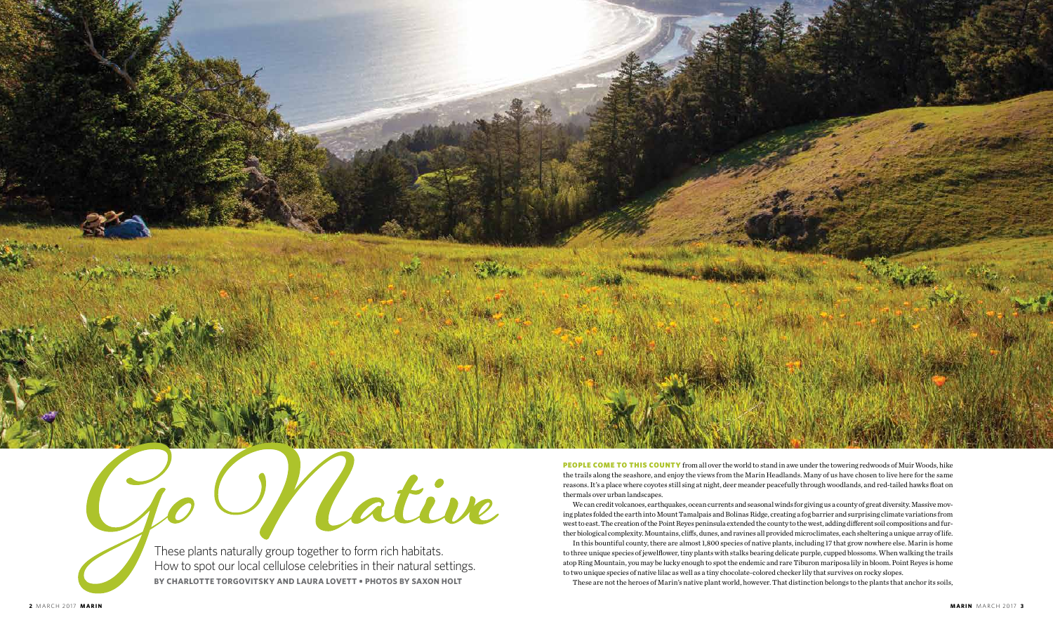# Go Native

These plants naturally group together to form rich habitats. How to spot our local cellulose celebrities in their natural settings.

**BY CHARLOTTE TORGOVITSKY AND LAURA LOVETT • PHOTOS BY SAXON HOLT**

**PEOPLE COME TO THIS COUNTY** from all over the world to stand in awe under the towering redwoods of Muir Woods, hike the trails along the seashore, and enjoy the views from the Marin Headlands. Many of us have chosen to live here for the same reasons. It's a place where coyotes still sing at night, deer meander peacefully through woodlands, and red-tailed hawks float on thermals over urban landscapes.

We can credit volcanoes, earthquakes, ocean currents and seasonal winds for giving us a county of great diversity. Massive moving plates folded the earth into Mount Tamalpais and Bolinas Ridge, creating a fog barrier and surprising climate variations from west to east. The creation of the Point Reyes peninsula extended the county to the west, adding different soil compositions and further biological complexity. Mountains, cliffs, dunes, and ravines all provided microclimates, each sheltering a unique array of life.

In this bountiful county, there are almost 1,800 species of native plants, including 17 that grow nowhere else. Marin is home to three unique species of jewelflower, tiny plants with stalks bearing delicate purple, cupped blossoms. When walking the trails atop Ring Mountain, you may be lucky enough to spot the endemic and rare Tiburon mariposa lily in bloom. Point Reyes is home to two unique species of native lilac as well as a tiny chocolate-colored checker lily that survives on rocky slopes.

These are not the heroes of Marin's native plant world, however. That distinction belongs to the plants that anchor its soils,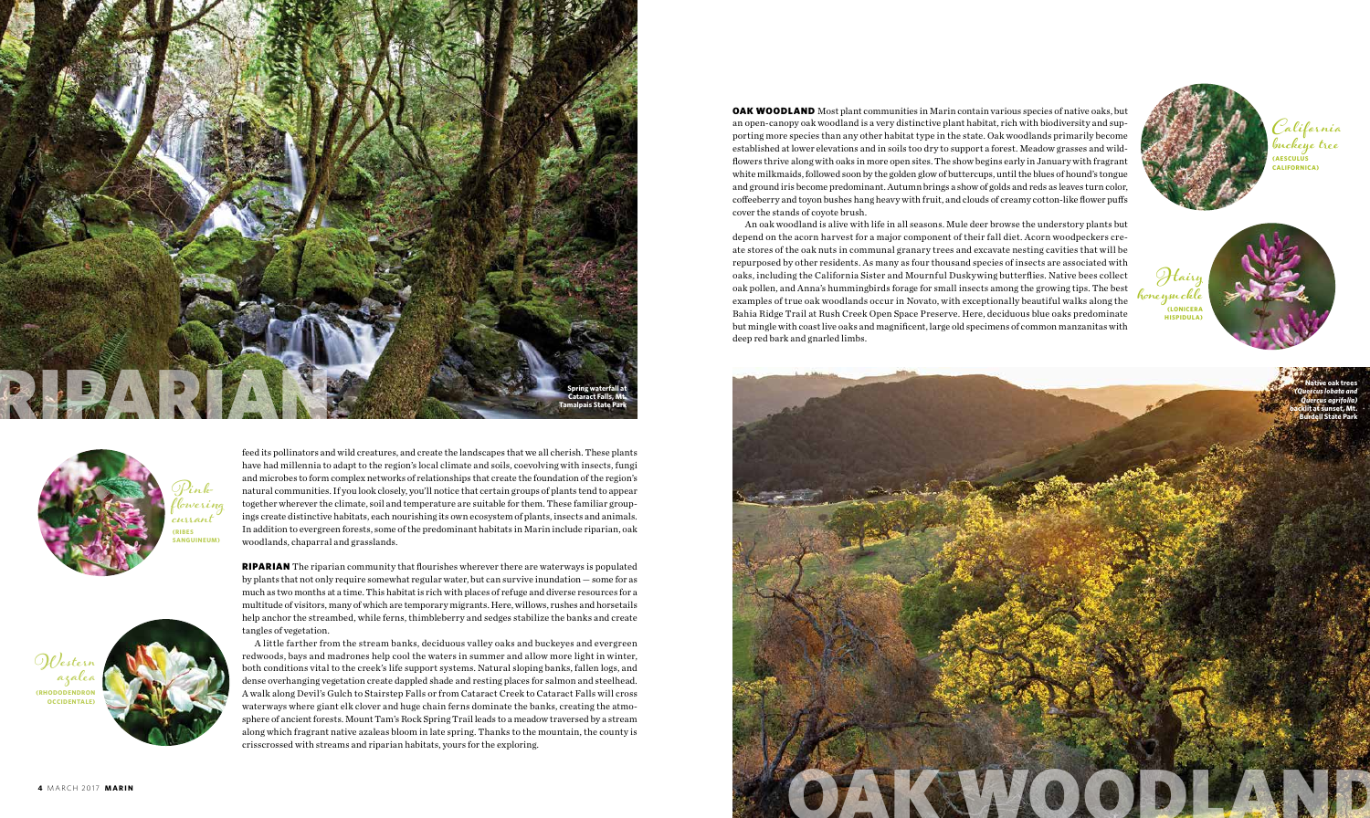# RIPARIAN

Spring waterfall at Cataract Falls, Mt. Tamalpais State Park

Pink-flowering currant (RIBES SANGUINEUM)

Western azalea (RHODODENDRON OCCIDENTALE)

feed its pollinators and wild creatures, and create the landscapes that we all cherish. These plants have had millennia to adapt to the region's local climate and soils, coevolving with insects, fungi and microbes to form complex networks of relationships that create the foundation of the region's natural communities. If you look closely, you'll notice that certain groups of plants tend to appear together wherever the climate, soil and temperature are suitable for them. These familiar groupings create distinctive habitats, each nourishing its own ecosystem of plants, insects and animals. In addition to evergreen forests, some of the predominant habitats in Marin include riparian, oak woodlands, chaparral and grasslands.

**RIPARIAN** The riparian community that flourishes wherever there are waterways is populated by plants that not only require somewhat regular water, but can survive inundation — some for as much as two months at a time. This habitat is rich with places of refuge and diverse resources for a multitude of visitors, many of which are temporary migrants. Here, willows, rushes and horsetails help anchor the streambed, while ferns, thimbleberry and sedges stabilize the banks and create tangles of vegetation.

A little farther from the stream banks, deciduous valley oaks and buckeyes and evergreen redwoods, bays and madrones help cool the waters in summer and allow more light in winter, both conditions vital to the creek's life support systems. Natural sloping banks, fallen logs, and dense overhanging vegetation create dappled shade and resting places for salmon and steelhead. A walk along Devil's Gulch to Stairstep Falls or from Cataract Creek to Cataract Falls will cross waterways where giant elk clover and huge chain ferns dominate the banks, creating the atmosphere of ancient forests. Mount Tam's Rock Spring Trail leads to a meadow traversed by a stream along which fragrant native azaleas bloom in late spring. Thanks to the mountain, the county is crisscrossed with streams and riparian habitats, yours for the exploring.

**OAK WOODLAND** Most plant communities in Marin contain various species of native oaks, but an open-canopy oak woodland is a very distinctive plant habitat, rich with biodiversity and supporting more species than any other habitat type in the state. Oak woodlands primarily become established at lower elevations and in soils too dry to support a forest. Meadow grasses and wildflowers thrive along with oaks in more open sites. The show begins early in January with fragrant white milkmaids, followed soon by the golden glow of buttercups, until the blues of hound's tongue and ground iris become predominant. Autumn brings a show of golds and reds as leaves turn color, coffeeberry and toyon bushes hang heavy with fruit, and clouds of creamy cotton-like flower puffs cover the stands of coyote brush.

An oak woodland is alive with life in all seasons. Mule deer browse the understory plants but depend on the acorn harvest for a major component of their fall diet. Acorn woodpeckers create stores of the oak nuts in communal granary trees and excavate nesting cavities that will be repurposed by other residents. As many as four thousand species of insects are associated with oaks, including the California Sister and Mournful Duskywing butterflies. Native bees collect oak pollen, and Anna's hummingbirds forage for small insects among the growing tips. The best examples of true oak woodlands occur in Novato, with exceptionally beautiful walks along the Bahia Ridge Trail at Rush Creek Open Space Preserve. Here, deciduous blue oaks predominate but mingle with coast live oaks and magnificent, large old specimens of common manzanitas with deep red bark and gnarled limbs.

California buckeye tree (AESCULUS CALIFORNICA)

Hairy honeysuckle (LONICERA HISPIDULA)

Native oak trees (*Quercus lobata* and *Quercus agrifolia*) backlit at sunset, Mt. Burdell State Park

# OAK WOODLAND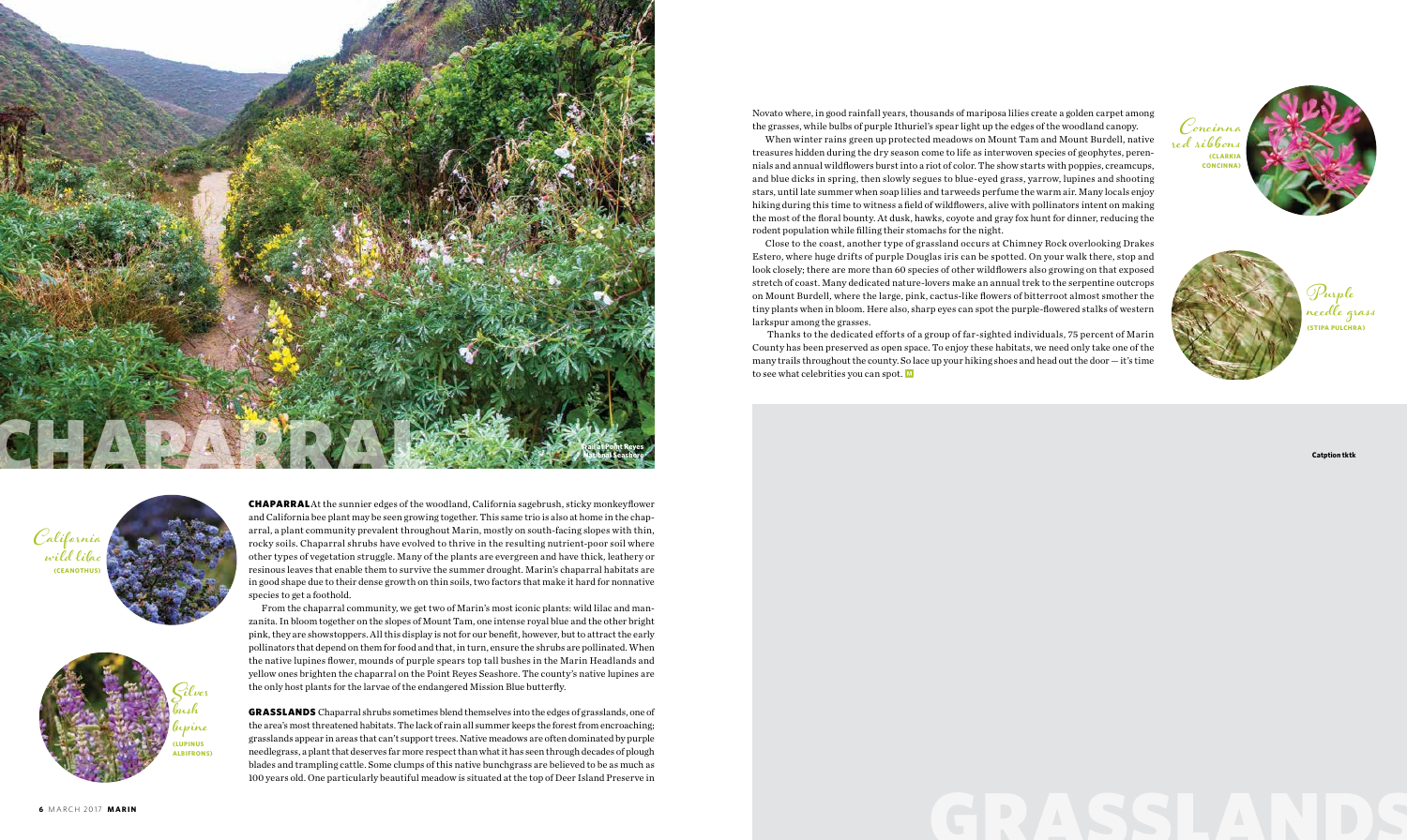# CHAPARRAL

Trail at Point Reyes National Seashore

California wild lilac (CEANOTHUS)

Silver bush lupine (LUPINUS ALBIFRONS)

**CHAPARRAL** At the sunnier edges of the woodland, California sagebrush, sticky monkeyflower and California bee plant may be seen growing together. This same trio is also at home in the chaparral, a plant community prevalent throughout Marin, mostly on south-facing slopes with thin, rocky soils. Chaparral shrubs have evolved to thrive in the resulting nutrient-poor soil where other types of vegetation struggle. Many of the plants are evergreen and have thick, leathery or resinous leaves that enable them to survive the summer drought. Marin's chaparral habitats are in good shape due to their dense growth on thin soils, two factors that make it hard for nonnative species to get a foothold.

From the chaparral community, we get two of Marin's most iconic plants: wild lilac and manzanita. In bloom together on the slopes of Mount Tam, one intense royal blue and the other bright pink, they are showstoppers. All this display is not for our benefit, however, but to attract the early pollinators that depend on them for food and that, in turn, ensure the shrubs are pollinated. When the native lupines flower, mounds of purple spears top tall bushes in the Marin Headlands and yellow ones brighten the chaparral on the Point Reyes Seashore. The county's native lupines are the only host plants for the larvae of the endangered Mission Blue butterfly.

**GRASSLANDS** Chaparral shrubs sometimes blend themselves into the edges of grasslands, one of the area's most threatened habitats. The lack of rain all summer keeps the forest from encroaching; grasslands appear in areas that can't support trees. Native meadows are often dominated by purple needlegrass, a plant that deserves far more respect than what it has seen through decades of plough blades and trampling cattle. Some clumps of this native bunchgrass are believed to be as much as 100 years old. One particularly beautiful meadow is situated at the top of Deer Island Preserve in Novato where, in good rainfall years, thousands of mariposa lilies create a golden carpet among the grasses, while bulbs of purple Ithuriel's spear light up the edges of the woodland canopy.

When winter rains green up protected meadows on Mount Tam and Mount Burdell, native treasures hidden during the dry season come to life as interwoven species of geophytes, perennials and annual wildflowers burst into a riot of color. The show starts with poppies, creamcups, and blue dicks in spring, then slowly segues to blue-eyed grass, yarrow, lupines and shooting stars, until late summer when soap lilies and tarweeds perfume the warm air. Many locals enjoy hiking during this time to witness a field of wildflowers, alive with pollinators intent on making the most of the floral bounty. At dusk, hawks, coyote and gray fox hunt for dinner, reducing the rodent population while filling their stomachs for the night.

Close to the coast, another type of grassland occurs at Chimney Rock overlooking Drakes Estero, where huge drifts of purple Douglas iris can be spotted. On your walk there, stop and look closely; there are more than 60 species of other wildflowers also growing on that exposed stretch of coast. Many dedicated nature-lovers make an annual trek to the serpentine outcrops on Mount Burdell, where the large, pink, cactus-like flowers of bitterroot almost smother the tiny plants when in bloom. Here also, sharp eyes can spot the purple-flowered stalks of western larkspur among the grasses.

Thanks to the dedicated efforts of a group of far-sighted individuals, 75 percent of Marin County has been preserved as open space. To enjoy these habitats, we need only take one of the many trails throughout the county. So lace up your hiking shoes and head out the door — it's time to see what celebrities you can spot.

Concinna red ribbons (CLARKIA CONCINNA)

Purple needle grass (STIPA PULCHRA)

Catption tktk

# GRASSLANDS